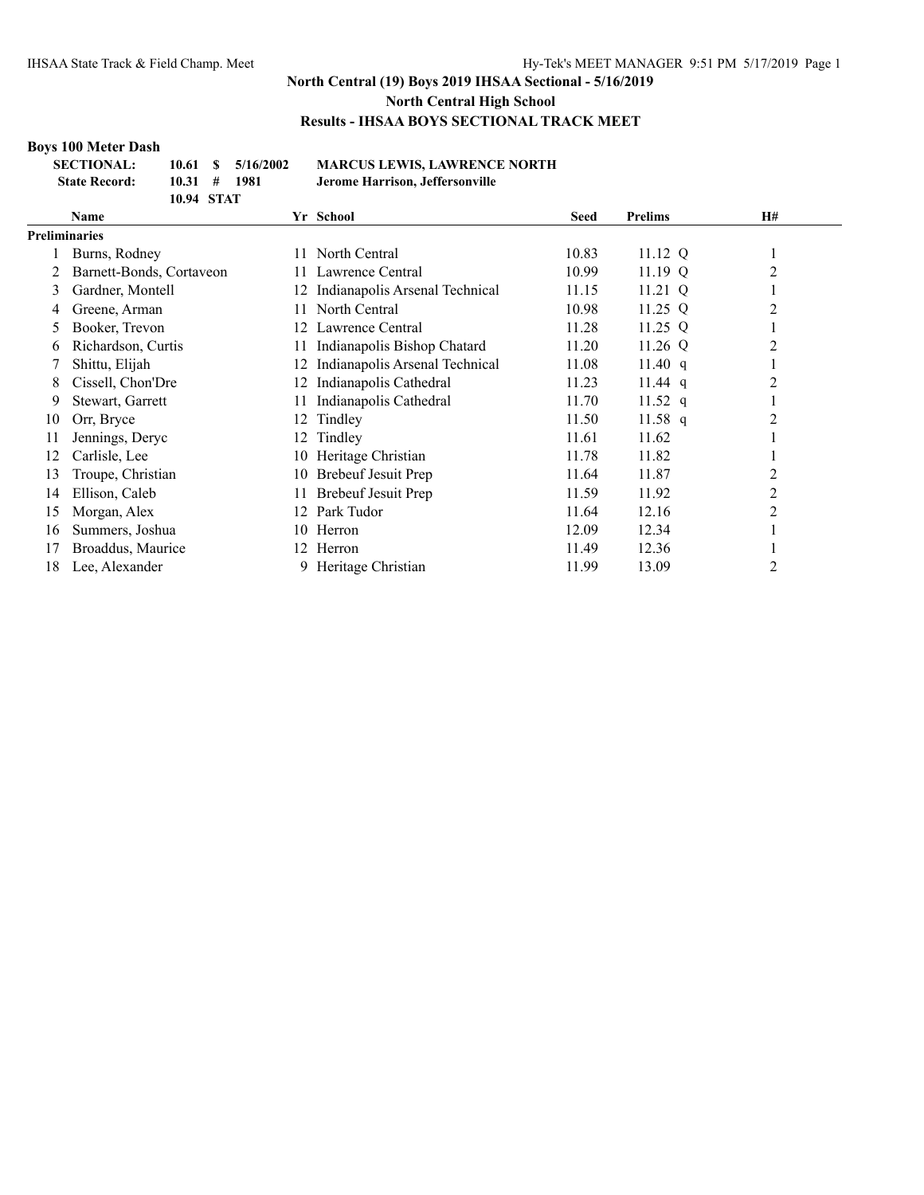**North Central (19) Boys 2019 IHSAA Sectional - 5/16/2019**

**North Central High School**

**Results - IHSAA BOYS SECTIONAL TRACK MEET**

### Boys 100 Meter Dash

| | | | | |
|---|---|---|---|---|
| **SECTIONAL:** | **10.61** | **$** | **5/16/2002** | **MARCUS LEWIS, LAWRENCE NORTH** |
| **State Record:** | **10.31** | **#** | **1981** | **Jerome Harrison, Jeffersonville** |
| | **10.94** | **STAT** | | |

| | Name | Yr | School | Seed | Prelims | H# |
|---|---|---|---|---|---|---|
| **Preliminaries** | | | | | | |
| 1 | Burns, Rodney | 11 | North Central | 10.83 | 11.12 Q | 1 |
| 2 | Barnett-Bonds, Cortaveon | 11 | Lawrence Central | 10.99 | 11.19 Q | 2 |
| 3 | Gardner, Montell | 12 | Indianapolis Arsenal Technical | 11.15 | 11.21 Q | 1 |
| 4 | Greene, Arman | 11 | North Central | 10.98 | 11.25 Q | 2 |
| 5 | Booker, Trevon | 12 | Lawrence Central | 11.28 | 11.25 Q | 1 |
| 6 | Richardson, Curtis | 11 | Indianapolis Bishop Chatard | 11.20 | 11.26 Q | 2 |
| 7 | Shittu, Elijah | 12 | Indianapolis Arsenal Technical | 11.08 | 11.40 q | 1 |
| 8 | Cissell, Chon'Dre | 12 | Indianapolis Cathedral | 11.23 | 11.44 q | 2 |
| 9 | Stewart, Garrett | 11 | Indianapolis Cathedral | 11.70 | 11.52 q | 1 |
| 10 | Orr, Bryce | 12 | Tindley | 11.50 | 11.58 q | 2 |
| 11 | Jennings, Deryc | 12 | Tindley | 11.61 | 11.62 | 1 |
| 12 | Carlisle, Lee | 10 | Heritage Christian | 11.78 | 11.82 | 1 |
| 13 | Troupe, Christian | 10 | Brebeuf Jesuit Prep | 11.64 | 11.87 | 2 |
| 14 | Ellison, Caleb | 11 | Brebeuf Jesuit Prep | 11.59 | 11.92 | 2 |
| 15 | Morgan, Alex | 12 | Park Tudor | 11.64 | 12.16 | 2 |
| 16 | Summers, Joshua | 10 | Herron | 12.09 | 12.34 | 1 |
| 17 | Broaddus, Maurice | 12 | Herron | 11.49 | 12.36 | 1 |
| 18 | Lee, Alexander | 9 | Heritage Christian | 11.99 | 13.09 | 2 |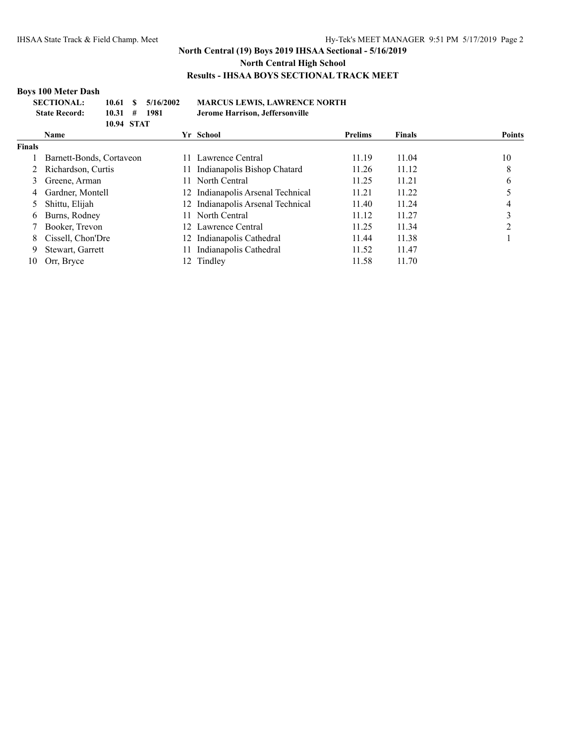**North Central (19) Boys 2019 IHSAA Sectional - 5/16/2019**

**North Central High School**

**Results - IHSAA BOYS SECTIONAL TRACK MEET**

### Boys 100 Meter Dash

| | | | | |
|---|---|---|---|---|
| **SECTIONAL:** | **10.61** | **$** | **5/16/2002** | **MARCUS LEWIS, LAWRENCE NORTH** |
| **State Record:** | **10.31** | **#** | **1981** | **Jerome Harrison, Jeffersonville** |
| | **10.94** | **STAT** | | |

| | Name | Yr | School | Prelims | Finals | Points |
|---|---|---|---|---|---|---|
| **Finals** | | | | | | |
| 1 | Barnett-Bonds, Cortaveon | 11 | Lawrence Central | 11.19 | 11.04 | 10 |
| 2 | Richardson, Curtis | 11 | Indianapolis Bishop Chatard | 11.26 | 11.12 | 8 |
| 3 | Greene, Arman | 11 | North Central | 11.25 | 11.21 | 6 |
| 4 | Gardner, Montell | 12 | Indianapolis Arsenal Technical | 11.21 | 11.22 | 5 |
| 5 | Shittu, Elijah | 12 | Indianapolis Arsenal Technical | 11.40 | 11.24 | 4 |
| 6 | Burns, Rodney | 11 | North Central | 11.12 | 11.27 | 3 |
| 7 | Booker, Trevon | 12 | Lawrence Central | 11.25 | 11.34 | 2 |
| 8 | Cissell, Chon'Dre | 12 | Indianapolis Cathedral | 11.44 | 11.38 | 1 |
| 9 | Stewart, Garrett | 11 | Indianapolis Cathedral | 11.52 | 11.47 | |
| 10 | Orr, Bryce | 12 | Tindley | 11.58 | 11.70 | |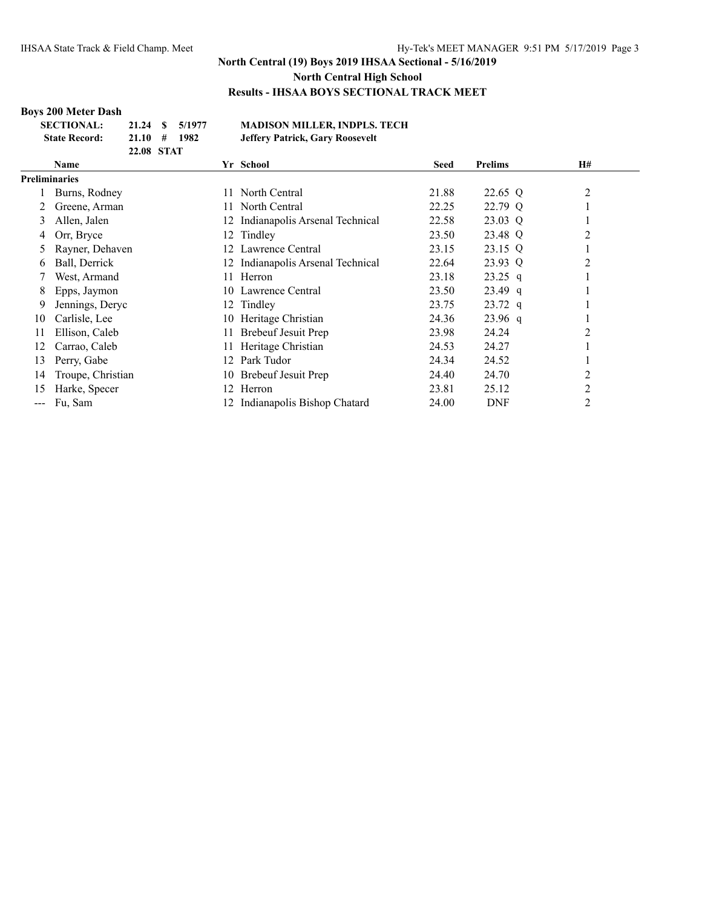## North Central (19) Boys 2019 IHSAA Sectional - 5/16/2019

### North Central High School

### Results - IHSAA BOYS SECTIONAL TRACK MEET

**Boys 200 Meter Dash**

| | | | |
|---|---|---|---|
| **SECTIONAL:** | 21.24 $ 5/1977 | **MADISON MILLER, INDPLS. TECH** | |
| **State Record:** | 21.10 # 1982 | **Jeffery Patrick, Gary Roosevelt** | |
| | 22.08 STAT | | |

| | Name | Yr | School | Seed | Prelims | | H# |
|---|---|---|---|---|---|---|---|
| **Preliminaries** | | | | | | | |
| 1 | Burns, Rodney | 11 | North Central | 21.88 | 22.65 | Q | 2 |
| 2 | Greene, Arman | 11 | North Central | 22.25 | 22.79 | Q | 1 |
| 3 | Allen, Jalen | 12 | Indianapolis Arsenal Technical | 22.58 | 23.03 | Q | 1 |
| 4 | Orr, Bryce | 12 | Tindley | 23.50 | 23.48 | Q | 2 |
| 5 | Rayner, Dehaven | 12 | Lawrence Central | 23.15 | 23.15 | Q | 1 |
| 6 | Ball, Derrick | 12 | Indianapolis Arsenal Technical | 22.64 | 23.93 | Q | 2 |
| 7 | West, Armand | 11 | Herron | 23.18 | 23.25 | q | 1 |
| 8 | Epps, Jaymon | 10 | Lawrence Central | 23.50 | 23.49 | q | 1 |
| 9 | Jennings, Deryc | 12 | Tindley | 23.75 | 23.72 | q | 1 |
| 10 | Carlisle, Lee | 10 | Heritage Christian | 24.36 | 23.96 | q | 1 |
| 11 | Ellison, Caleb | 11 | Brebeuf Jesuit Prep | 23.98 | 24.24 | | 2 |
| 12 | Carrao, Caleb | 11 | Heritage Christian | 24.53 | 24.27 | | 1 |
| 13 | Perry, Gabe | 12 | Park Tudor | 24.34 | 24.52 | | 1 |
| 14 | Troupe, Christian | 10 | Brebeuf Jesuit Prep | 24.40 | 24.70 | | 2 |
| 15 | Harke, Specer | 12 | Herron | 23.81 | 25.12 | | 2 |
| --- | Fu, Sam | 12 | Indianapolis Bishop Chatard | 24.00 | DNF | | 2 |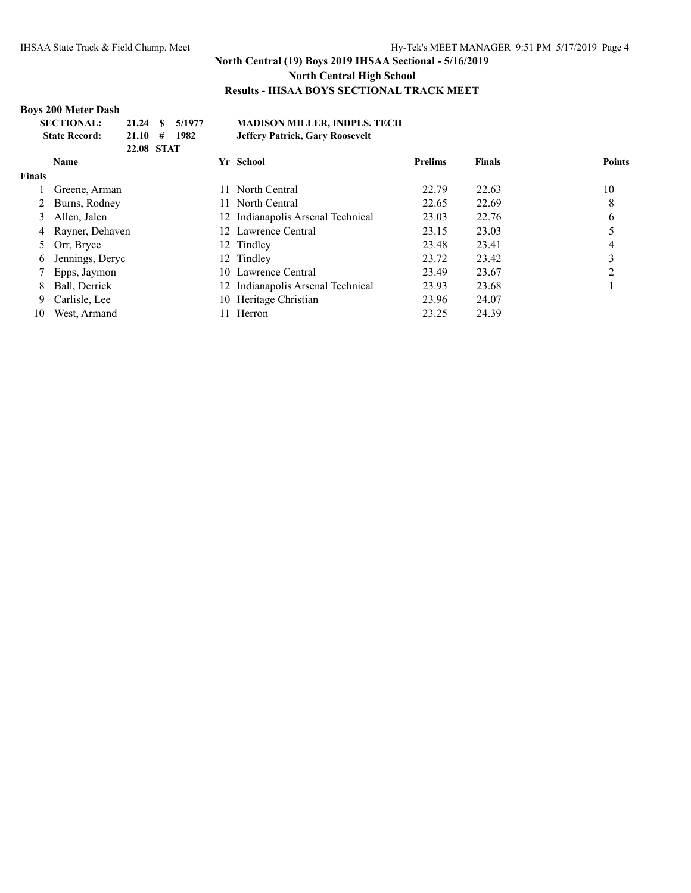**North Central (19) Boys 2019 IHSAA Sectional - 5/16/2019**

**North Central High School**

**Results - IHSAA BOYS SECTIONAL TRACK MEET**

## Boys 200 Meter Dash

| | | | | |
|---|---|---|---|---|
| **SECTIONAL:** | 21.24 | $ | 5/1977 | **MADISON MILLER, INDPLS. TECH** |
| **State Record:** | 21.10 | # | 1982 | **Jeffery Patrick, Gary Roosevelt** |
| | 22.08 | STAT | | |

| | Name | Yr | School | Prelims | Finals | Points |
|---|---|---|---|---|---|---|
| **Finals** | | | | | | |
| 1 | Greene, Arman | 11 | North Central | 22.79 | 22.63 | 10 |
| 2 | Burns, Rodney | 11 | North Central | 22.65 | 22.69 | 8 |
| 3 | Allen, Jalen | 12 | Indianapolis Arsenal Technical | 23.03 | 22.76 | 6 |
| 4 | Rayner, Dehaven | 12 | Lawrence Central | 23.15 | 23.03 | 5 |
| 5 | Orr, Bryce | 12 | Tindley | 23.48 | 23.41 | 4 |
| 6 | Jennings, Deryc | 12 | Tindley | 23.72 | 23.42 | 3 |
| 7 | Epps, Jaymon | 10 | Lawrence Central | 23.49 | 23.67 | 2 |
| 8 | Ball, Derrick | 12 | Indianapolis Arsenal Technical | 23.93 | 23.68 | 1 |
| 9 | Carlisle, Lee | 10 | Heritage Christian | 23.96 | 24.07 | |
| 10 | West, Armand | 11 | Herron | 23.25 | 24.39 | |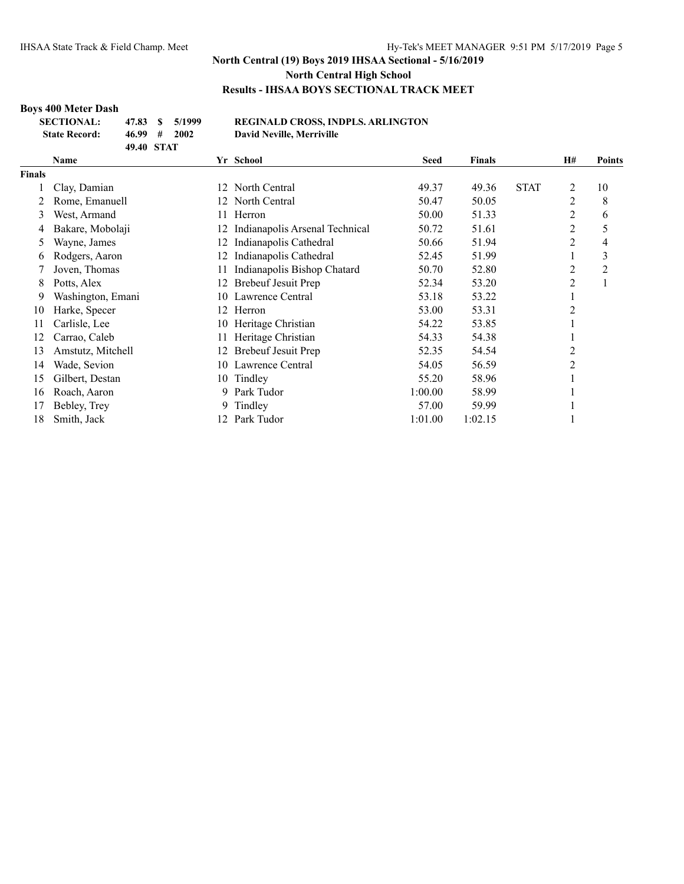## North Central (19) Boys 2019 IHSAA Sectional - 5/16/2019

### North Central High School

### Results - IHSAA BOYS SECTIONAL TRACK MEET

**Boys 400 Meter Dash**

| | | | | |
|---|---|---|---|---|
| **SECTIONAL:** | **47.83** | **$** | **5/1999** | **REGINALD CROSS, INDPLS. ARLINGTON** |
| **State Record:** | **46.99** | **#** | **2002** | **David Neville, Merriville** |
| | **49.40** | **STAT** | | |

| | Name | Yr | School | Seed | Finals | | H# | Points |
|---|---|---|---|---|---|---|---|---|
| **Finals** | | | | | | | | |
| 1 | Clay, Damian | 12 | North Central | 49.37 | 49.36 | STAT | 2 | 10 |
| 2 | Rome, Emanuell | 12 | North Central | 50.47 | 50.05 | | 2 | 8 |
| 3 | West, Armand | 11 | Herron | 50.00 | 51.33 | | 2 | 6 |
| 4 | Bakare, Mobolaji | 12 | Indianapolis Arsenal Technical | 50.72 | 51.61 | | 2 | 5 |
| 5 | Wayne, James | 12 | Indianapolis Cathedral | 50.66 | 51.94 | | 2 | 4 |
| 6 | Rodgers, Aaron | 12 | Indianapolis Cathedral | 52.45 | 51.99 | | 1 | 3 |
| 7 | Joven, Thomas | 11 | Indianapolis Bishop Chatard | 50.70 | 52.80 | | 2 | 2 |
| 8 | Potts, Alex | 12 | Brebeuf Jesuit Prep | 52.34 | 53.20 | | 2 | 1 |
| 9 | Washington, Emani | 10 | Lawrence Central | 53.18 | 53.22 | | 1 | |
| 10 | Harke, Specer | 12 | Herron | 53.00 | 53.31 | | 2 | |
| 11 | Carlisle, Lee | 10 | Heritage Christian | 54.22 | 53.85 | | 1 | |
| 12 | Carrao, Caleb | 11 | Heritage Christian | 54.33 | 54.38 | | 1 | |
| 13 | Amstutz, Mitchell | 12 | Brebeuf Jesuit Prep | 52.35 | 54.54 | | 2 | |
| 14 | Wade, Sevion | 10 | Lawrence Central | 54.05 | 56.59 | | 2 | |
| 15 | Gilbert, Destan | 10 | Tindley | 55.20 | 58.96 | | 1 | |
| 16 | Roach, Aaron | 9 | Park Tudor | 1:00.00 | 58.99 | | 1 | |
| 17 | Bebley, Trey | 9 | Tindley | 57.00 | 59.99 | | 1 | |
| 18 | Smith, Jack | 12 | Park Tudor | 1:01.00 | 1:02.15 | | 1 | |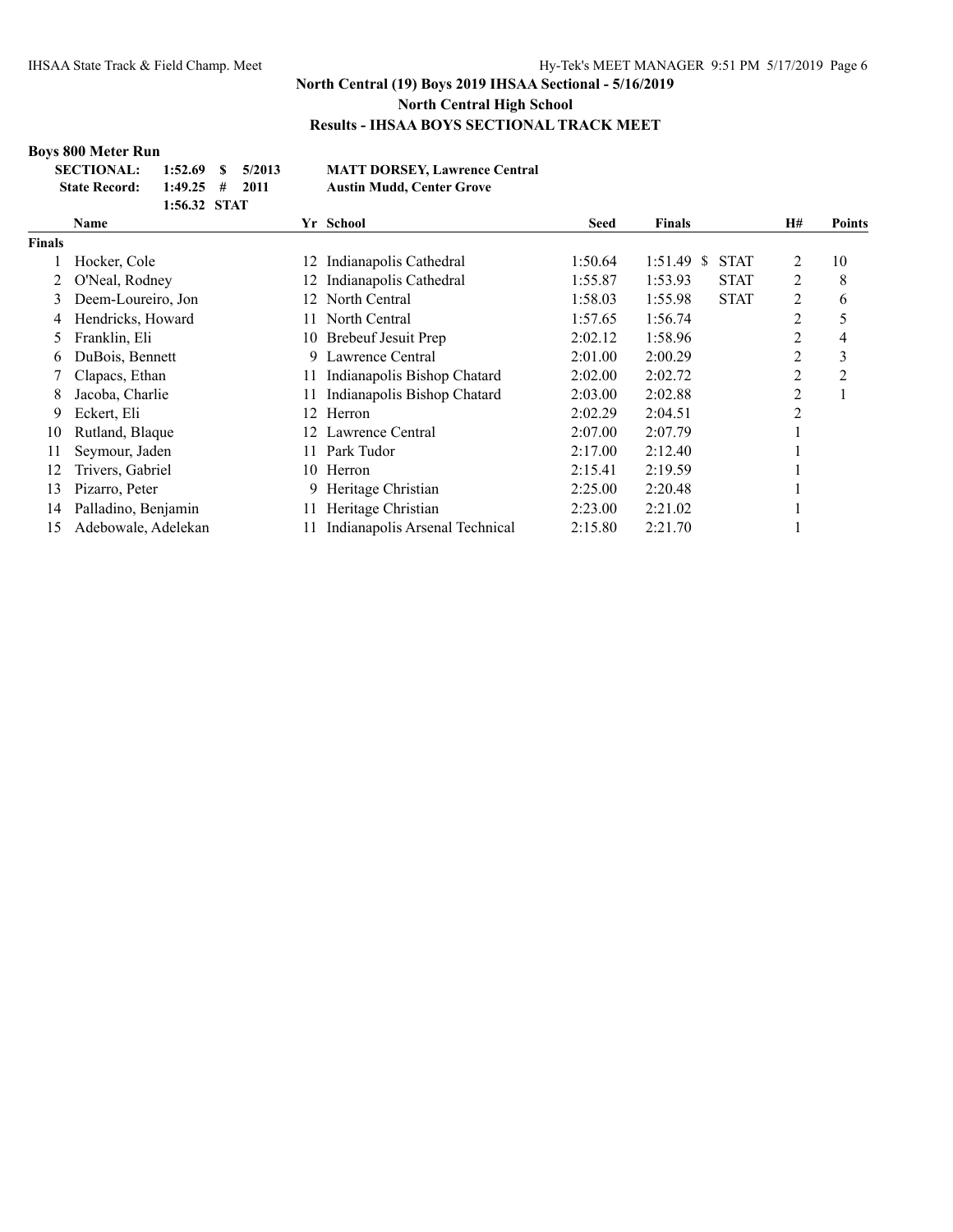**North Central (19) Boys 2019 IHSAA Sectional - 5/16/2019**

**North Central High School**

**Results - IHSAA BOYS SECTIONAL TRACK MEET**

### Boys 800 Meter Run

| | | | | |
|---|---|---|---|---|
| **SECTIONAL:** | **1:52.69** | **$** | **5/2013** | **MATT DORSEY, Lawrence Central** |
| **State Record:** | **1:49.25** | **#** | **2011** | **Austin Mudd, Center Grove** |
| | **1:56.32** | **STAT** | | |

| | Name | Yr | School | Seed | Finals | | H# | Points |
|---|---|---|---|---|---|---|---|---|
| **Finals** | | | | | | | | |
| 1 | Hocker, Cole | 12 | Indianapolis Cathedral | 1:50.64 | 1:51.49 $ | STAT | 2 | 10 |
| 2 | O'Neal, Rodney | 12 | Indianapolis Cathedral | 1:55.87 | 1:53.93 | STAT | 2 | 8 |
| 3 | Deem-Loureiro, Jon | 12 | North Central | 1:58.03 | 1:55.98 | STAT | 2 | 6 |
| 4 | Hendricks, Howard | 11 | North Central | 1:57.65 | 1:56.74 | | 2 | 5 |
| 5 | Franklin, Eli | 10 | Brebeuf Jesuit Prep | 2:02.12 | 1:58.96 | | 2 | 4 |
| 6 | DuBois, Bennett | 9 | Lawrence Central | 2:01.00 | 2:00.29 | | 2 | 3 |
| 7 | Clapacs, Ethan | 11 | Indianapolis Bishop Chatard | 2:02.00 | 2:02.72 | | 2 | 2 |
| 8 | Jacoba, Charlie | 11 | Indianapolis Bishop Chatard | 2:03.00 | 2:02.88 | | 2 | 1 |
| 9 | Eckert, Eli | 12 | Herron | 2:02.29 | 2:04.51 | | 2 | |
| 10 | Rutland, Blaque | 12 | Lawrence Central | 2:07.00 | 2:07.79 | | 1 | |
| 11 | Seymour, Jaden | 11 | Park Tudor | 2:17.00 | 2:12.40 | | 1 | |
| 12 | Trivers, Gabriel | 10 | Herron | 2:15.41 | 2:19.59 | | 1 | |
| 13 | Pizarro, Peter | 9 | Heritage Christian | 2:25.00 | 2:20.48 | | 1 | |
| 14 | Palladino, Benjamin | 11 | Heritage Christian | 2:23.00 | 2:21.02 | | 1 | |
| 15 | Adebowale, Adelekan | 11 | Indianapolis Arsenal Technical | 2:15.80 | 2:21.70 | | 1 | |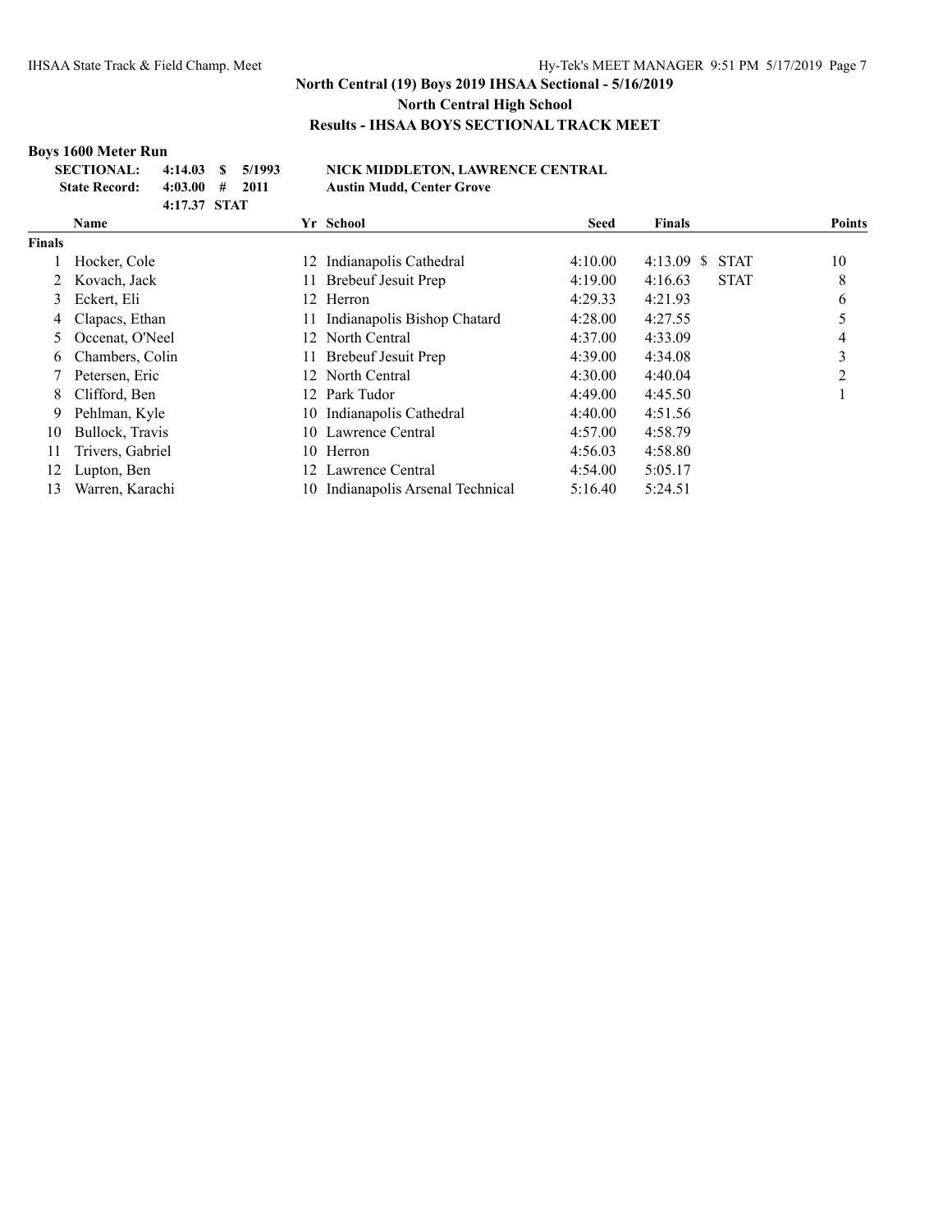# North Central (19) Boys 2019 IHSAA Sectional - 5/16/2019

## North Central High School

## Results - IHSAA BOYS SECTIONAL TRACK MEET

### Boys 1600 Meter Run

| | | | | |
|---|---|---|---|---|
| **SECTIONAL:** | **4:14.03** | **$** | **5/1993** | **NICK MIDDLETON, LAWRENCE CENTRAL** |
| **State Record:** | **4:03.00** | **#** | **2011** | **Austin Mudd, Center Grove** |
| | **4:17.37** | **STAT** | | |

| | Name | Yr | School | Seed | Finals | | Points |
|---|---|---|---|---|---|---|---|
| **Finals** | | | | | | | |
| 1 | Hocker, Cole | 12 | Indianapolis Cathedral | 4:10.00 | 4:13.09 $ | STAT | 10 |
| 2 | Kovach, Jack | 11 | Brebeuf Jesuit Prep | 4:19.00 | 4:16.63 | STAT | 8 |
| 3 | Eckert, Eli | 12 | Herron | 4:29.33 | 4:21.93 | | 6 |
| 4 | Clapacs, Ethan | 11 | Indianapolis Bishop Chatard | 4:28.00 | 4:27.55 | | 5 |
| 5 | Occenat, O'Neel | 12 | North Central | 4:37.00 | 4:33.09 | | 4 |
| 6 | Chambers, Colin | 11 | Brebeuf Jesuit Prep | 4:39.00 | 4:34.08 | | 3 |
| 7 | Petersen, Eric | 12 | North Central | 4:30.00 | 4:40.04 | | 2 |
| 8 | Clifford, Ben | 12 | Park Tudor | 4:49.00 | 4:45.50 | | 1 |
| 9 | Pehlman, Kyle | 10 | Indianapolis Cathedral | 4:40.00 | 4:51.56 | | |
| 10 | Bullock, Travis | 10 | Lawrence Central | 4:57.00 | 4:58.79 | | |
| 11 | Trivers, Gabriel | 10 | Herron | 4:56.03 | 4:58.80 | | |
| 12 | Lupton, Ben | 12 | Lawrence Central | 4:54.00 | 5:05.17 | | |
| 13 | Warren, Karachi | 10 | Indianapolis Arsenal Technical | 5:16.40 | 5:24.51 | | |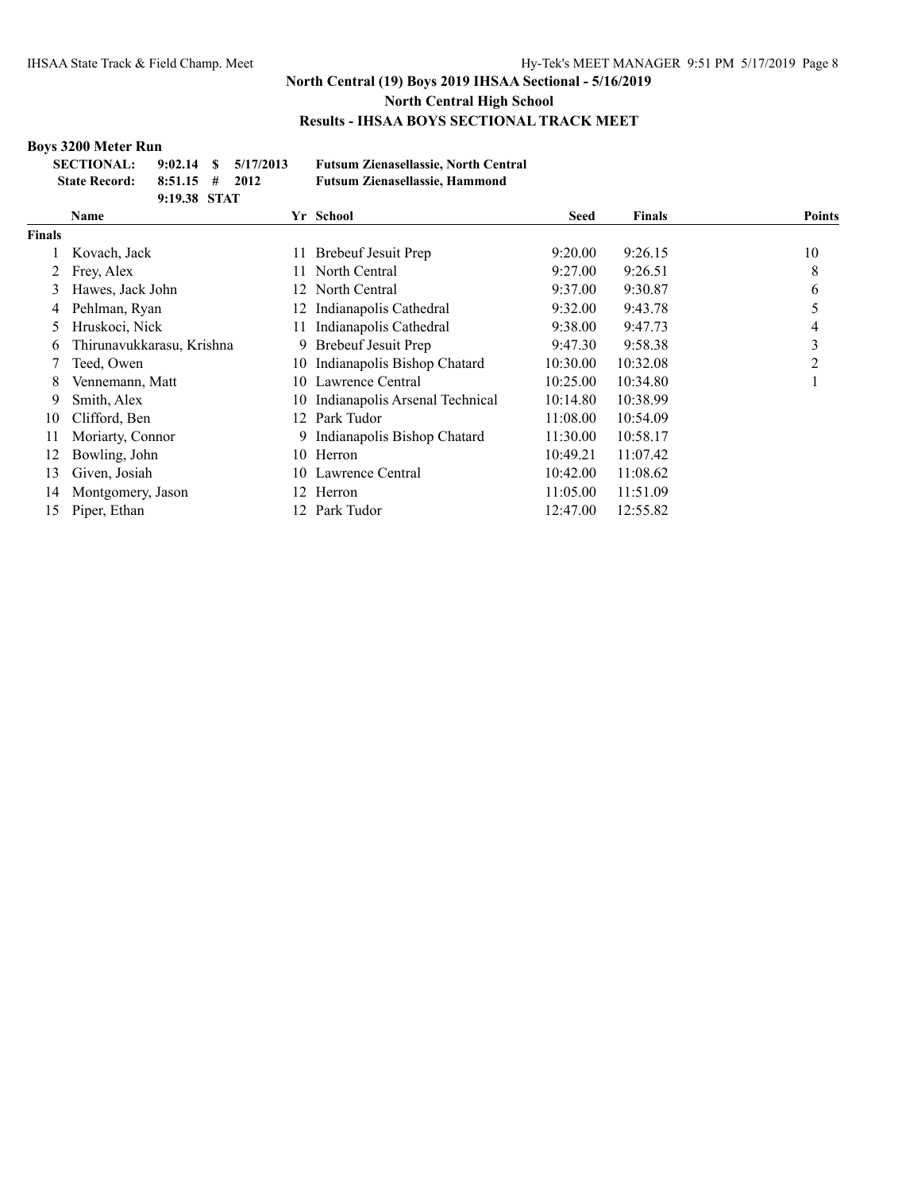## North Central (19) Boys 2019 IHSAA Sectional - 5/16/2019

## North Central High School

## Results - IHSAA BOYS SECTIONAL TRACK MEET

### Boys 3200 Meter Run

| | | | | |
|---|---|---|---|---|
| **SECTIONAL:** | **9:02.14** | **$** | **5/17/2013** | **Futsum Zienasellassie, North Central** |
| **State Record:** | **8:51.15** | **#** | **2012** | **Futsum Zienasellassie, Hammond** |
| | **9:19.38** | **STAT** | | |

| | Name | Yr | School | Seed | Finals | Points |
|---|---|---|---|---|---|---|
| **Finals** | | | | | | |
| 1 | Kovach, Jack | 11 | Brebeuf Jesuit Prep | 9:20.00 | 9:26.15 | 10 |
| 2 | Frey, Alex | 11 | North Central | 9:27.00 | 9:26.51 | 8 |
| 3 | Hawes, Jack John | 12 | North Central | 9:37.00 | 9:30.87 | 6 |
| 4 | Pehlman, Ryan | 12 | Indianapolis Cathedral | 9:32.00 | 9:43.78 | 5 |
| 5 | Hruskoci, Nick | 11 | Indianapolis Cathedral | 9:38.00 | 9:47.73 | 4 |
| 6 | Thirunavukkarasu, Krishna | 9 | Brebeuf Jesuit Prep | 9:47.30 | 9:58.38 | 3 |
| 7 | Teed, Owen | 10 | Indianapolis Bishop Chatard | 10:30.00 | 10:32.08 | 2 |
| 8 | Vennemann, Matt | 10 | Lawrence Central | 10:25.00 | 10:34.80 | 1 |
| 9 | Smith, Alex | 10 | Indianapolis Arsenal Technical | 10:14.80 | 10:38.99 | |
| 10 | Clifford, Ben | 12 | Park Tudor | 11:08.00 | 10:54.09 | |
| 11 | Moriarty, Connor | 9 | Indianapolis Bishop Chatard | 11:30.00 | 10:58.17 | |
| 12 | Bowling, John | 10 | Herron | 10:49.21 | 11:07.42 | |
| 13 | Given, Josiah | 10 | Lawrence Central | 10:42.00 | 11:08.62 | |
| 14 | Montgomery, Jason | 12 | Herron | 11:05.00 | 11:51.09 | |
| 15 | Piper, Ethan | 12 | Park Tudor | 12:47.00 | 12:55.82 | |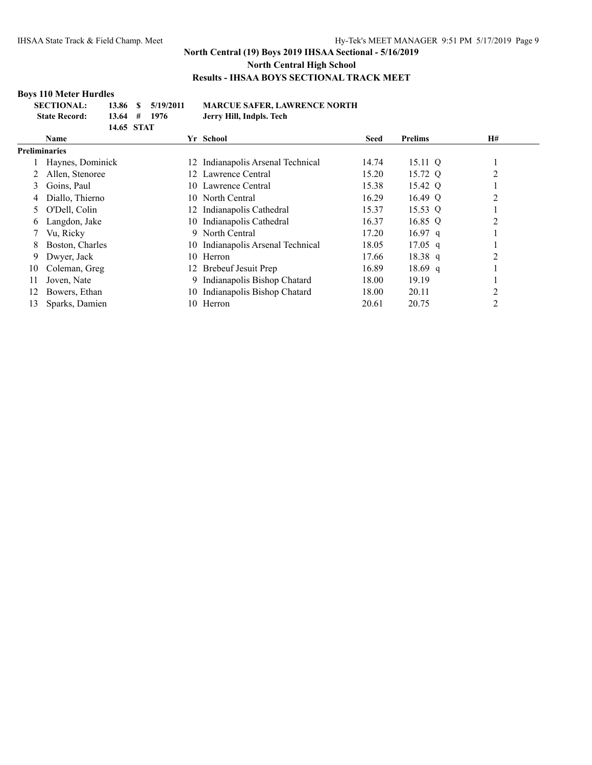## North Central (19) Boys 2019 IHSAA Sectional - 5/16/2019

### North Central High School

### Results - IHSAA BOYS SECTIONAL TRACK MEET

**Boys 110 Meter Hurdles**

| | | | | |
|---|---|---|---|---|
| **SECTIONAL:** | **13.86** | **$** | **5/19/2011** | **MARCUE SAFER, LAWRENCE NORTH** |
| **State Record:** | **13.64** | **#** | **1976** | **Jerry Hill, Indpls. Tech** |
| | **14.65** | **STAT** | | |

| | Name | Yr | School | Seed | Prelims | | H# |
|---|---|---|---|---|---|---|---|
| **Preliminaries** | | | | | | | |
| 1 | Haynes, Dominick | 12 | Indianapolis Arsenal Technical | 14.74 | 15.11 | Q | 1 |
| 2 | Allen, Stenoree | 12 | Lawrence Central | 15.20 | 15.72 | Q | 2 |
| 3 | Goins, Paul | 10 | Lawrence Central | 15.38 | 15.42 | Q | 1 |
| 4 | Diallo, Thierno | 10 | North Central | 16.29 | 16.49 | Q | 2 |
| 5 | O'Dell, Colin | 12 | Indianapolis Cathedral | 15.37 | 15.53 | Q | 1 |
| 6 | Langdon, Jake | 10 | Indianapolis Cathedral | 16.37 | 16.85 | Q | 2 |
| 7 | Vu, Ricky | 9 | North Central | 17.20 | 16.97 | q | 1 |
| 8 | Boston, Charles | 10 | Indianapolis Arsenal Technical | 18.05 | 17.05 | q | 1 |
| 9 | Dwyer, Jack | 10 | Herron | 17.66 | 18.38 | q | 2 |
| 10 | Coleman, Greg | 12 | Brebeuf Jesuit Prep | 16.89 | 18.69 | q | 1 |
| 11 | Joven, Nate | 9 | Indianapolis Bishop Chatard | 18.00 | 19.19 | | 1 |
| 12 | Bowers, Ethan | 10 | Indianapolis Bishop Chatard | 18.00 | 20.11 | | 2 |
| 13 | Sparks, Damien | 10 | Herron | 20.61 | 20.75 | | 2 |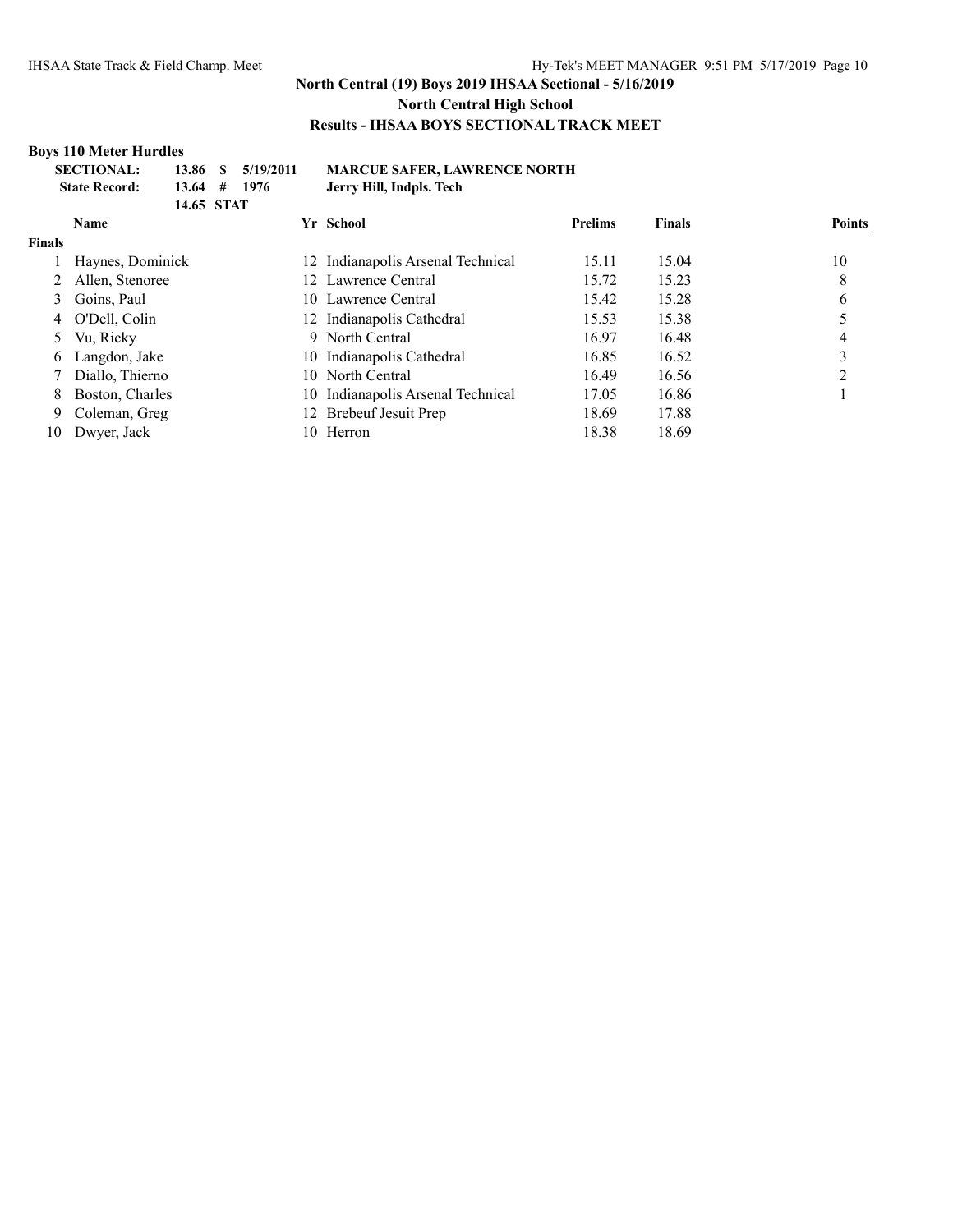## North Central (19) Boys 2019 IHSAA Sectional - 5/16/2019

### North Central High School

### Results - IHSAA BOYS SECTIONAL TRACK MEET

**Boys 110 Meter Hurdles**

| | | | | |
|---|---|---|---|---|
| **SECTIONAL:** | **13.86** | **$** | **5/19/2011** | **MARCUE SAFER, LAWRENCE NORTH** |
| **State Record:** | **13.64** | **#** | **1976** | **Jerry Hill, Indpls. Tech** |
| | **14.65** | **STAT** | | |

| | Name | Yr | School | Prelims | Finals | Points |
|---|---|---|---|---|---|---|
| **Finals** | | | | | | |
| 1 | Haynes, Dominick | 12 | Indianapolis Arsenal Technical | 15.11 | 15.04 | 10 |
| 2 | Allen, Stenoree | 12 | Lawrence Central | 15.72 | 15.23 | 8 |
| 3 | Goins, Paul | 10 | Lawrence Central | 15.42 | 15.28 | 6 |
| 4 | O'Dell, Colin | 12 | Indianapolis Cathedral | 15.53 | 15.38 | 5 |
| 5 | Vu, Ricky | 9 | North Central | 16.97 | 16.48 | 4 |
| 6 | Langdon, Jake | 10 | Indianapolis Cathedral | 16.85 | 16.52 | 3 |
| 7 | Diallo, Thierno | 10 | North Central | 16.49 | 16.56 | 2 |
| 8 | Boston, Charles | 10 | Indianapolis Arsenal Technical | 17.05 | 16.86 | 1 |
| 9 | Coleman, Greg | 12 | Brebeuf Jesuit Prep | 18.69 | 17.88 | |
| 10 | Dwyer, Jack | 10 | Herron | 18.38 | 18.69 | |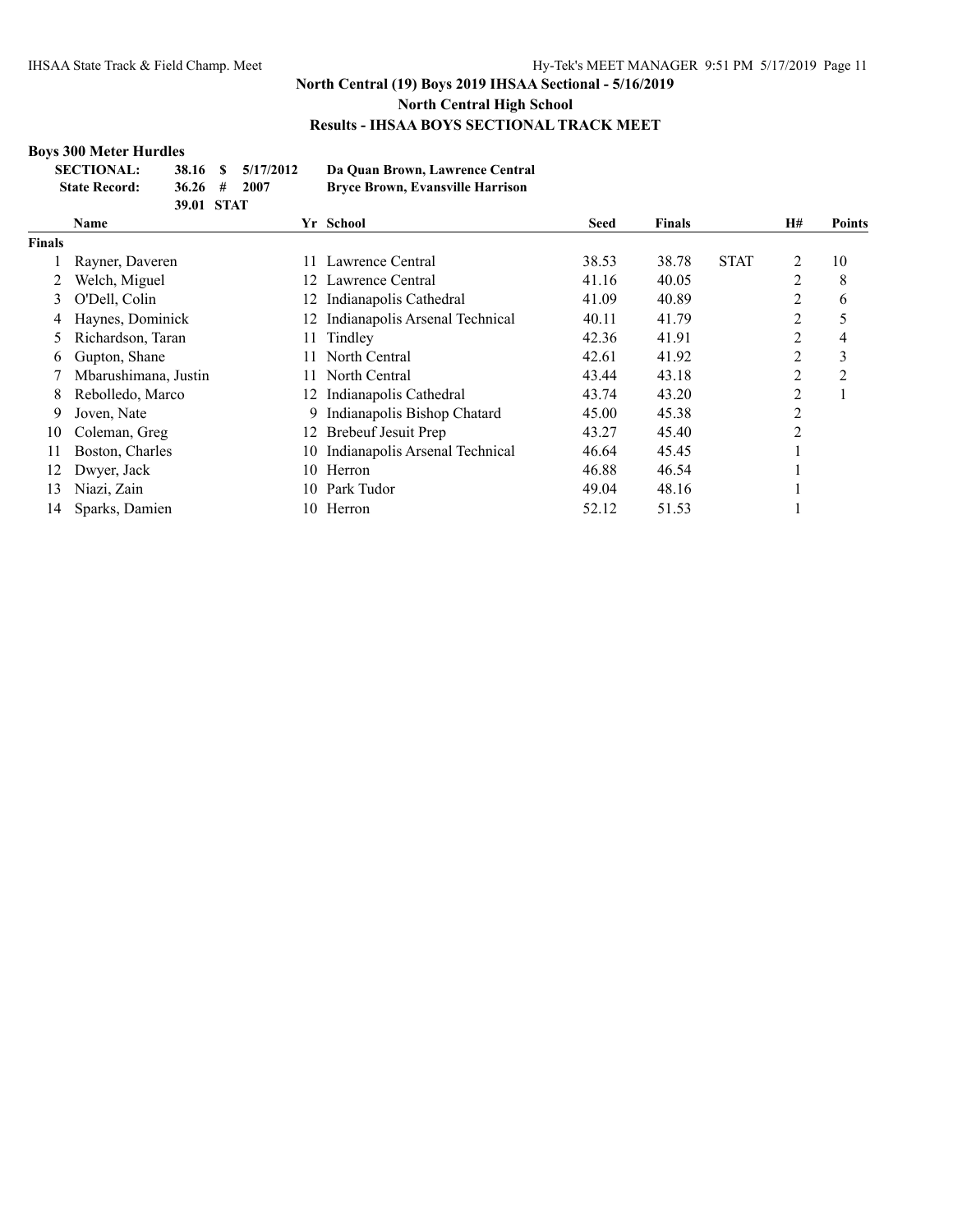**North Central (19) Boys 2019 IHSAA Sectional - 5/16/2019**

**North Central High School**

**Results - IHSAA BOYS SECTIONAL TRACK MEET**

**Boys 300 Meter Hurdles**

| | | | | |
|---|---|---|---|---|
| **SECTIONAL:** | **38.16** | **$** | **5/17/2012** | **Da Quan Brown, Lawrence Central** |
| **State Record:** | **36.26** | **#** | **2007** | **Bryce Brown, Evansville Harrison** |
| | **39.01** | **STAT** | | |

| | Name | Yr | School | Seed | Finals | | H# | Points |
|---|---|---|---|---|---|---|---|---|
| **Finals** | | | | | | | | |
| 1 | Rayner, Daveren | 11 | Lawrence Central | 38.53 | 38.78 | STAT | 2 | 10 |
| 2 | Welch, Miguel | 12 | Lawrence Central | 41.16 | 40.05 | | 2 | 8 |
| 3 | O'Dell, Colin | 12 | Indianapolis Cathedral | 41.09 | 40.89 | | 2 | 6 |
| 4 | Haynes, Dominick | 12 | Indianapolis Arsenal Technical | 40.11 | 41.79 | | 2 | 5 |
| 5 | Richardson, Taran | 11 | Tindley | 42.36 | 41.91 | | 2 | 4 |
| 6 | Gupton, Shane | 11 | North Central | 42.61 | 41.92 | | 2 | 3 |
| 7 | Mbarushimana, Justin | 11 | North Central | 43.44 | 43.18 | | 2 | 2 |
| 8 | Rebolledo, Marco | 12 | Indianapolis Cathedral | 43.74 | 43.20 | | 2 | 1 |
| 9 | Joven, Nate | 9 | Indianapolis Bishop Chatard | 45.00 | 45.38 | | 2 | |
| 10 | Coleman, Greg | 12 | Brebeuf Jesuit Prep | 43.27 | 45.40 | | 2 | |
| 11 | Boston, Charles | 10 | Indianapolis Arsenal Technical | 46.64 | 45.45 | | 1 | |
| 12 | Dwyer, Jack | 10 | Herron | 46.88 | 46.54 | | 1 | |
| 13 | Niazi, Zain | 10 | Park Tudor | 49.04 | 48.16 | | 1 | |
| 14 | Sparks, Damien | 10 | Herron | 52.12 | 51.53 | | 1 | |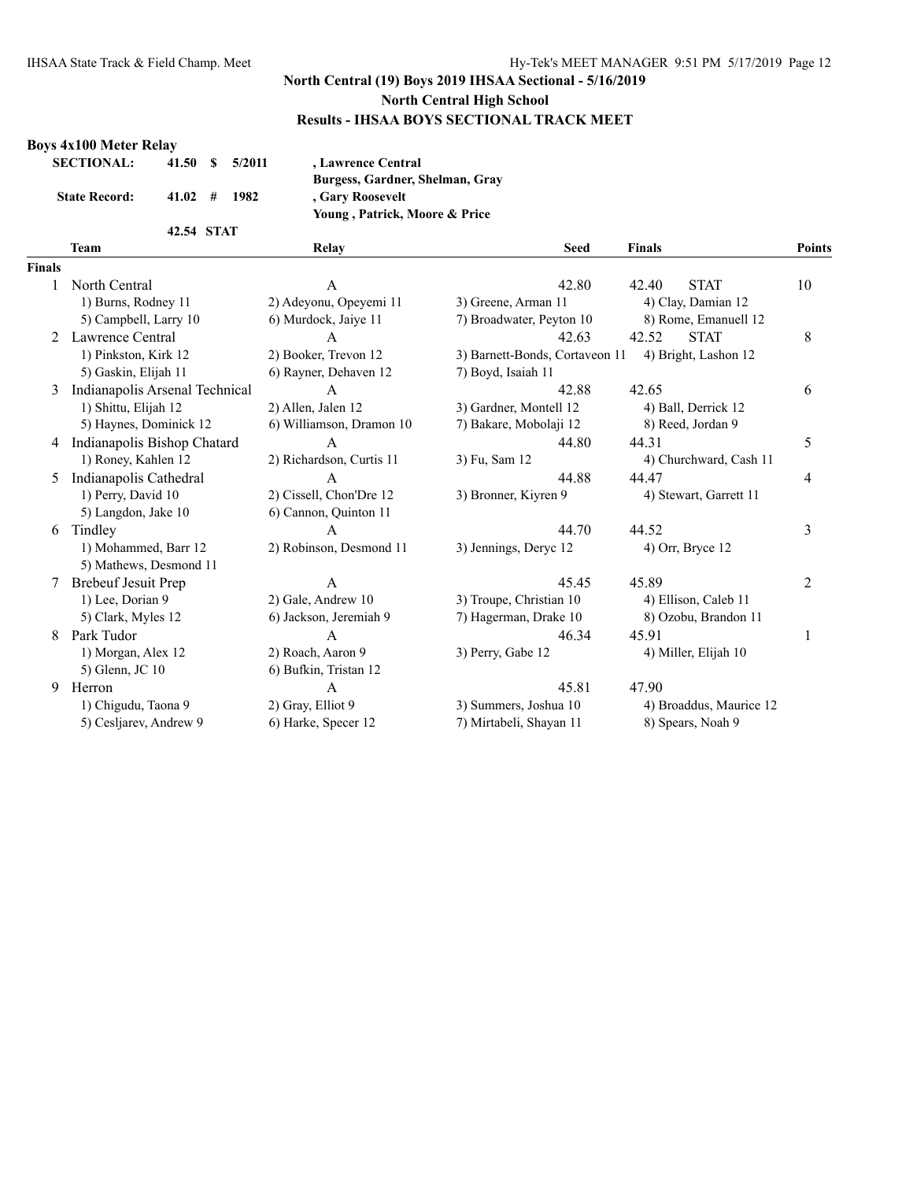## North Central (19) Boys 2019 IHSAA Sectional - 5/16/2019

### North Central High School

### Results - IHSAA BOYS SECTIONAL TRACK MEET

**Boys 4x100 Meter Relay**

| | | | | |
|---|---|---|---|---|
| **SECTIONAL:** | **41.50** | **$** | **5/2011** | **, Lawrence Central** |
| | | | | **Burgess, Gardner, Shelman, Gray** |
| **State Record:** | **41.02** | **#** | **1982** | **, Gary Roosevelt** |
| | | | | **Young , Patrick, Moore & Price** |
| | **42.54** | **STAT** | | |

| | Team | Relay | Seed | Finals | Points |
|---|---|---|---|---|---|
| **Finals** | | | | | |
| 1 | North Central | A | 42.80 | 42.40 STAT | 10 |
| | 1) Burns, Rodney 11 | 2) Adeyonu, Opeyemi 11 | 3) Greene, Arman 11 | 4) Clay, Damian 12 | |
| | 5) Campbell, Larry 10 | 6) Murdock, Jaiye 11 | 7) Broadwater, Peyton 10 | 8) Rome, Emanuell 12 | |
| 2 | Lawrence Central | A | 42.63 | 42.52 STAT | 8 |
| | 1) Pinkston, Kirk 12 | 2) Booker, Trevon 12 | 3) Barnett-Bonds, Cortaveon 11 | 4) Bright, Lashon 12 | |
| | 5) Gaskin, Elijah 11 | 6) Rayner, Dehaven 12 | 7) Boyd, Isaiah 11 | | |
| 3 | Indianapolis Arsenal Technical | A | 42.88 | 42.65 | 6 |
| | 1) Shittu, Elijah 12 | 2) Allen, Jalen 12 | 3) Gardner, Montell 12 | 4) Ball, Derrick 12 | |
| | 5) Haynes, Dominick 12 | 6) Williamson, Dramon 10 | 7) Bakare, Mobolaji 12 | 8) Reed, Jordan 9 | |
| 4 | Indianapolis Bishop Chatard | A | 44.80 | 44.31 | 5 |
| | 1) Roney, Kahlen 12 | 2) Richardson, Curtis 11 | 3) Fu, Sam 12 | 4) Churchward, Cash 11 | |
| 5 | Indianapolis Cathedral | A | 44.88 | 44.47 | 4 |
| | 1) Perry, David 10 | 2) Cissell, Chon'Dre 12 | 3) Bronner, Kiyren 9 | 4) Stewart, Garrett 11 | |
| | 5) Langdon, Jake 10 | 6) Cannon, Quinton 11 | | | |
| 6 | Tindley | A | 44.70 | 44.52 | 3 |
| | 1) Mohammed, Barr 12 | 2) Robinson, Desmond 11 | 3) Jennings, Deryc 12 | 4) Orr, Bryce 12 | |
| | 5) Mathews, Desmond 11 | | | | |
| 7 | Brebeuf Jesuit Prep | A | 45.45 | 45.89 | 2 |
| | 1) Lee, Dorian 9 | 2) Gale, Andrew 10 | 3) Troupe, Christian 10 | 4) Ellison, Caleb 11 | |
| | 5) Clark, Myles 12 | 6) Jackson, Jeremiah 9 | 7) Hagerman, Drake 10 | 8) Ozobu, Brandon 11 | |
| 8 | Park Tudor | A | 46.34 | 45.91 | 1 |
| | 1) Morgan, Alex 12 | 2) Roach, Aaron 9 | 3) Perry, Gabe 12 | 4) Miller, Elijah 10 | |
| | 5) Glenn, JC 10 | 6) Bufkin, Tristan 12 | | | |
| 9 | Herron | A | 45.81 | 47.90 | |
| | 1) Chigudu, Taona 9 | 2) Gray, Elliot 9 | 3) Summers, Joshua 10 | 4) Broaddus, Maurice 12 | |
| | 5) Cesljarev, Andrew 9 | 6) Harke, Specer 12 | 7) Mirtabeli, Shayan 11 | 8) Spears, Noah 9 | |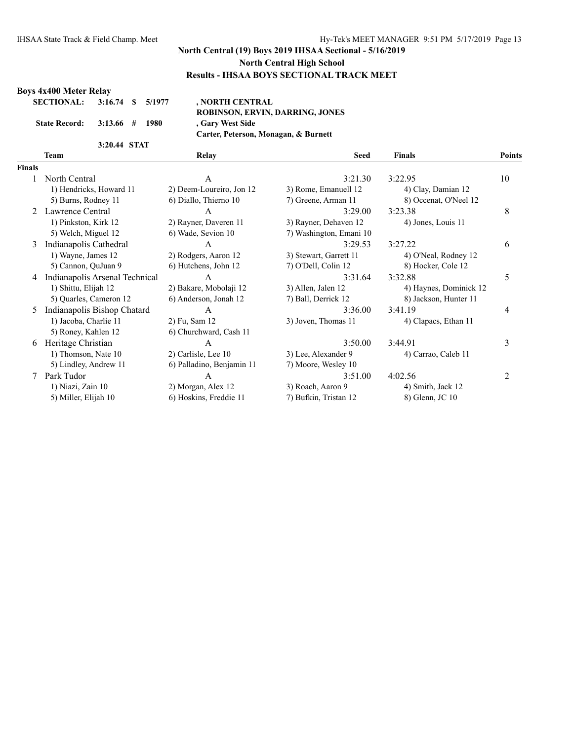**North Central (19) Boys 2019 IHSAA Sectional - 5/16/2019**

**North Central High School**

**Results - IHSAA BOYS SECTIONAL TRACK MEET**

### Boys 4x400 Meter Relay

| | | | | |
|---|---|---|---|---|
| **SECTIONAL:** | **3:16.74** | **$** | **5/1977** | **, NORTH CENTRAL** |
| | | | | **ROBINSON, ERVIN, DARRING, JONES** |
| **State Record:** | **3:13.66** | **#** | **1980** | **, Gary West Side** |
| | | | | **Carter, Peterson, Monagan, & Burnett** |
| | **3:20.44** | **STAT** | | |

**Finals**

| Place | Team | Relay | Seed | Finals | Points |
|---|---|---|---|---|---|
| 1 | North Central | A | 3:21.30 | 3:22.95 | 10 |
| | 1) Hendricks, Howard 11 | 2) Deem-Loureiro, Jon 12 | 3) Rome, Emanuell 12 | 4) Clay, Damian 12 | |
| | 5) Burns, Rodney 11 | 6) Diallo, Thierno 10 | 7) Greene, Arman 11 | 8) Occenat, O'Neel 12 | |
| 2 | Lawrence Central | A | 3:29.00 | 3:23.38 | 8 |
| | 1) Pinkston, Kirk 12 | 2) Rayner, Daveren 11 | 3) Rayner, Dehaven 12 | 4) Jones, Louis 11 | |
| | 5) Welch, Miguel 12 | 6) Wade, Sevion 10 | 7) Washington, Emani 10 | | |
| 3 | Indianapolis Cathedral | A | 3:29.53 | 3:27.22 | 6 |
| | 1) Wayne, James 12 | 2) Rodgers, Aaron 12 | 3) Stewart, Garrett 11 | 4) O'Neal, Rodney 12 | |
| | 5) Cannon, QuJuan 9 | 6) Hutchens, John 12 | 7) O'Dell, Colin 12 | 8) Hocker, Cole 12 | |
| 4 | Indianapolis Arsenal Technical | A | 3:31.64 | 3:32.88 | 5 |
| | 1) Shittu, Elijah 12 | 2) Bakare, Mobolaji 12 | 3) Allen, Jalen 12 | 4) Haynes, Dominick 12 | |
| | 5) Quarles, Cameron 12 | 6) Anderson, Jonah 12 | 7) Ball, Derrick 12 | 8) Jackson, Hunter 11 | |
| 5 | Indianapolis Bishop Chatard | A | 3:36.00 | 3:41.19 | 4 |
| | 1) Jacoba, Charlie 11 | 2) Fu, Sam 12 | 3) Joven, Thomas 11 | 4) Clapacs, Ethan 11 | |
| | 5) Roney, Kahlen 12 | 6) Churchward, Cash 11 | | | |
| 6 | Heritage Christian | A | 3:50.00 | 3:44.91 | 3 |
| | 1) Thomson, Nate 10 | 2) Carlisle, Lee 10 | 3) Lee, Alexander 9 | 4) Carrao, Caleb 11 | |
| | 5) Lindley, Andrew 11 | 6) Palladino, Benjamin 11 | 7) Moore, Wesley 10 | | |
| 7 | Park Tudor | A | 3:51.00 | 4:02.56 | 2 |
| | 1) Niazi, Zain 10 | 2) Morgan, Alex 12 | 3) Roach, Aaron 9 | 4) Smith, Jack 12 | |
| | 5) Miller, Elijah 10 | 6) Hoskins, Freddie 11 | 7) Bufkin, Tristan 12 | 8) Glenn, JC 10 | |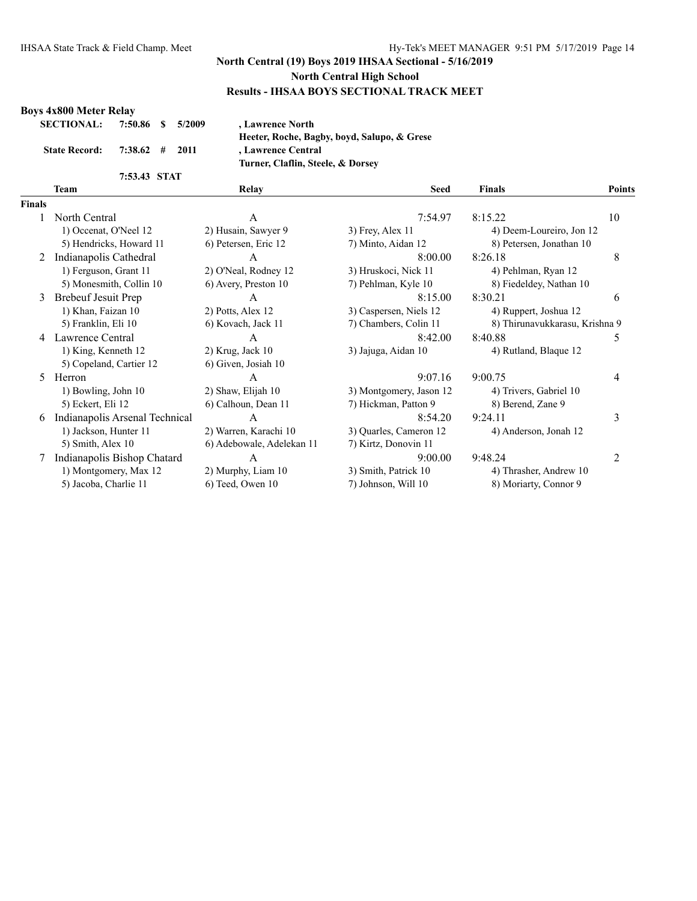## North Central (19) Boys 2019 IHSAA Sectional - 5/16/2019
### North Central High School
### Results - IHSAA BOYS SECTIONAL TRACK MEET

**Boys 4x800 Meter Relay**

| | | | | |
|---|---|---|---|---|
| **SECTIONAL:** | **7:50.86** | **$** | **5/2009** | **, Lawrence North** |
| | | | | **Heeter, Roche, Bagby, boyd, Salupo, & Grese** |
| **State Record:** | **7:38.62** | **#** | **2011** | **, Lawrence Central** |
| | | | | **Turner, Claflin, Steele, & Dorsey** |
| | **7:53.43** | **STAT** | | |

| | Team | Relay | Seed | Finals | Points |
|---|---|---|---|---|---|
| **Finals** | | | | | |
| 1 | North Central | A | 7:54.97 | 8:15.22 | 10 |
| | 1) Occenat, O'Neel 12 | 2) Husain, Sawyer 9 | 3) Frey, Alex 11 | 4) Deem-Loureiro, Jon 12 | |
| | 5) Hendricks, Howard 11 | 6) Petersen, Eric 12 | 7) Minto, Aidan 12 | 8) Petersen, Jonathan 10 | |
| 2 | Indianapolis Cathedral | A | 8:00.00 | 8:26.18 | 8 |
| | 1) Ferguson, Grant 11 | 2) O'Neal, Rodney 12 | 3) Hruskoci, Nick 11 | 4) Pehlman, Ryan 12 | |
| | 5) Monesmith, Collin 10 | 6) Avery, Preston 10 | 7) Pehlman, Kyle 10 | 8) Fiedeldey, Nathan 10 | |
| 3 | Brebeuf Jesuit Prep | A | 8:15.00 | 8:30.21 | 6 |
| | 1) Khan, Faizan 10 | 2) Potts, Alex 12 | 3) Caspersen, Niels 12 | 4) Ruppert, Joshua 12 | |
| | 5) Franklin, Eli 10 | 6) Kovach, Jack 11 | 7) Chambers, Colin 11 | 8) Thirunavukkarasu, Krishna 9 | |
| 4 | Lawrence Central | A | 8:42.00 | 8:40.88 | 5 |
| | 1) King, Kenneth 12 | 2) Krug, Jack 10 | 3) Jajuga, Aidan 10 | 4) Rutland, Blaque 12 | |
| | 5) Copeland, Cartier 12 | 6) Given, Josiah 10 | | | |
| 5 | Herron | A | 9:07.16 | 9:00.75 | 4 |
| | 1) Bowling, John 10 | 2) Shaw, Elijah 10 | 3) Montgomery, Jason 12 | 4) Trivers, Gabriel 10 | |
| | 5) Eckert, Eli 12 | 6) Calhoun, Dean 11 | 7) Hickman, Patton 9 | 8) Berend, Zane 9 | |
| 6 | Indianapolis Arsenal Technical | A | 8:54.20 | 9:24.11 | 3 |
| | 1) Jackson, Hunter 11 | 2) Warren, Karachi 10 | 3) Quarles, Cameron 12 | 4) Anderson, Jonah 12 | |
| | 5) Smith, Alex 10 | 6) Adebowale, Adelekan 11 | 7) Kirtz, Donovin 11 | | |
| 7 | Indianapolis Bishop Chatard | A | 9:00.00 | 9:48.24 | 2 |
| | 1) Montgomery, Max 12 | 2) Murphy, Liam 10 | 3) Smith, Patrick 10 | 4) Thrasher, Andrew 10 | |
| | 5) Jacoba, Charlie 11 | 6) Teed, Owen 10 | 7) Johnson, Will 10 | 8) Moriarty, Connor 9 | |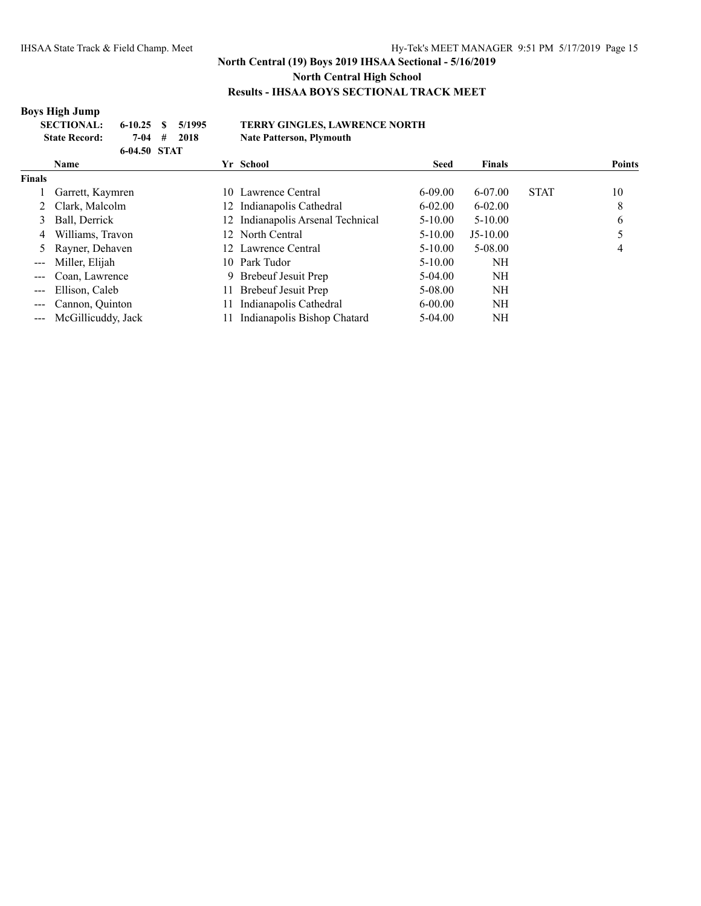**North Central (19) Boys 2019 IHSAA Sectional - 5/16/2019**

**North Central High School**

**Results - IHSAA BOYS SECTIONAL TRACK MEET**

### Boys High Jump

| | | | | |
|---|---|---|---|---|
| **SECTIONAL:** | 6-10.25 | $ | 5/1995 | **TERRY GINGLES, LAWRENCE NORTH** |
| **State Record:** | 7-04 | # | 2018 | **Nate Patterson, Plymouth** |
| | 6-04.50 | STAT | | |

| | Name | Yr | School | Seed | Finals | | Points |
|---|---|---|---|---|---|---|---|
| **Finals** | | | | | | | |
| 1 | Garrett, Kaymren | 10 | Lawrence Central | 6-09.00 | 6-07.00 | STAT | 10 |
| 2 | Clark, Malcolm | 12 | Indianapolis Cathedral | 6-02.00 | 6-02.00 | | 8 |
| 3 | Ball, Derrick | 12 | Indianapolis Arsenal Technical | 5-10.00 | 5-10.00 | | 6 |
| 4 | Williams, Travon | 12 | North Central | 5-10.00 | J5-10.00 | | 5 |
| 5 | Rayner, Dehaven | 12 | Lawrence Central | 5-10.00 | 5-08.00 | | 4 |
| --- | Miller, Elijah | 10 | Park Tudor | 5-10.00 | NH | | |
| --- | Coan, Lawrence | 9 | Brebeuf Jesuit Prep | 5-04.00 | NH | | |
| --- | Ellison, Caleb | 11 | Brebeuf Jesuit Prep | 5-08.00 | NH | | |
| --- | Cannon, Quinton | 11 | Indianapolis Cathedral | 6-00.00 | NH | | |
| --- | McGillicuddy, Jack | 11 | Indianapolis Bishop Chatard | 5-04.00 | NH | | |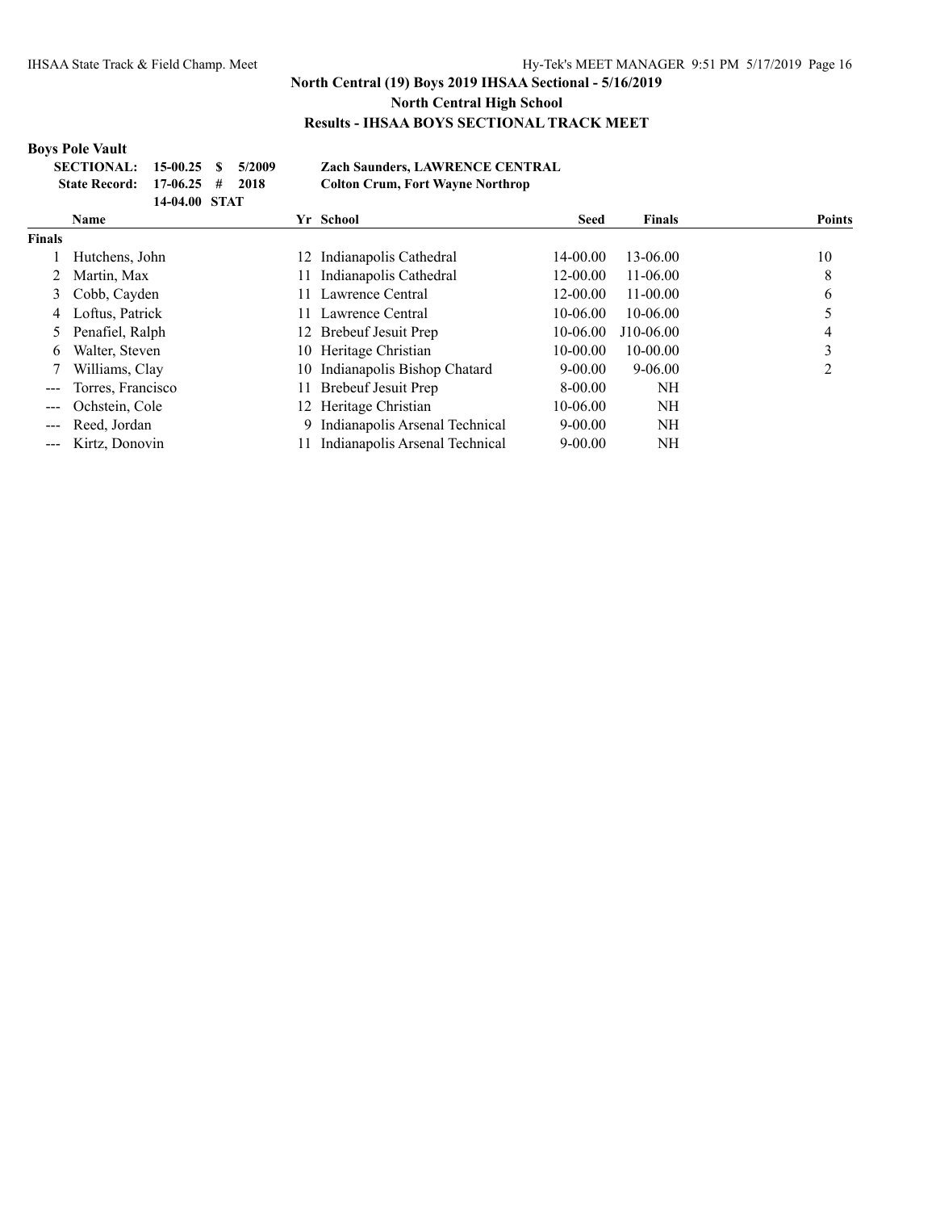## North Central (19) Boys 2019 IHSAA Sectional - 5/16/2019

### North Central High School

### Results - IHSAA BOYS SECTIONAL TRACK MEET

**Boys Pole Vault**

| | | | | |
|---|---|---|---|---|
| **SECTIONAL:** | **15-00.25** | **$** | **5/2009** | **Zach Saunders, LAWRENCE CENTRAL** |
| **State Record:** | **17-06.25** | **#** | **2018** | **Colton Crum, Fort Wayne Northrop** |
| | **14-04.00** | **STAT** | | |

| | Name | Yr | School | Seed | Finals | Points |
|---|---|---|---|---|---|---|
| **Finals** | | | | | | |
| 1 | Hutchens, John | 12 | Indianapolis Cathedral | 14-00.00 | 13-06.00 | 10 |
| 2 | Martin, Max | 11 | Indianapolis Cathedral | 12-00.00 | 11-06.00 | 8 |
| 3 | Cobb, Cayden | 11 | Lawrence Central | 12-00.00 | 11-00.00 | 6 |
| 4 | Loftus, Patrick | 11 | Lawrence Central | 10-06.00 | 10-06.00 | 5 |
| 5 | Penafiel, Ralph | 12 | Brebeuf Jesuit Prep | 10-06.00 | J10-06.00 | 4 |
| 6 | Walter, Steven | 10 | Heritage Christian | 10-00.00 | 10-00.00 | 3 |
| 7 | Williams, Clay | 10 | Indianapolis Bishop Chatard | 9-00.00 | 9-06.00 | 2 |
| --- | Torres, Francisco | 11 | Brebeuf Jesuit Prep | 8-00.00 | NH | |
| --- | Ochstein, Cole | 12 | Heritage Christian | 10-06.00 | NH | |
| --- | Reed, Jordan | 9 | Indianapolis Arsenal Technical | 9-00.00 | NH | |
| --- | Kirtz, Donovin | 11 | Indianapolis Arsenal Technical | 9-00.00 | NH | |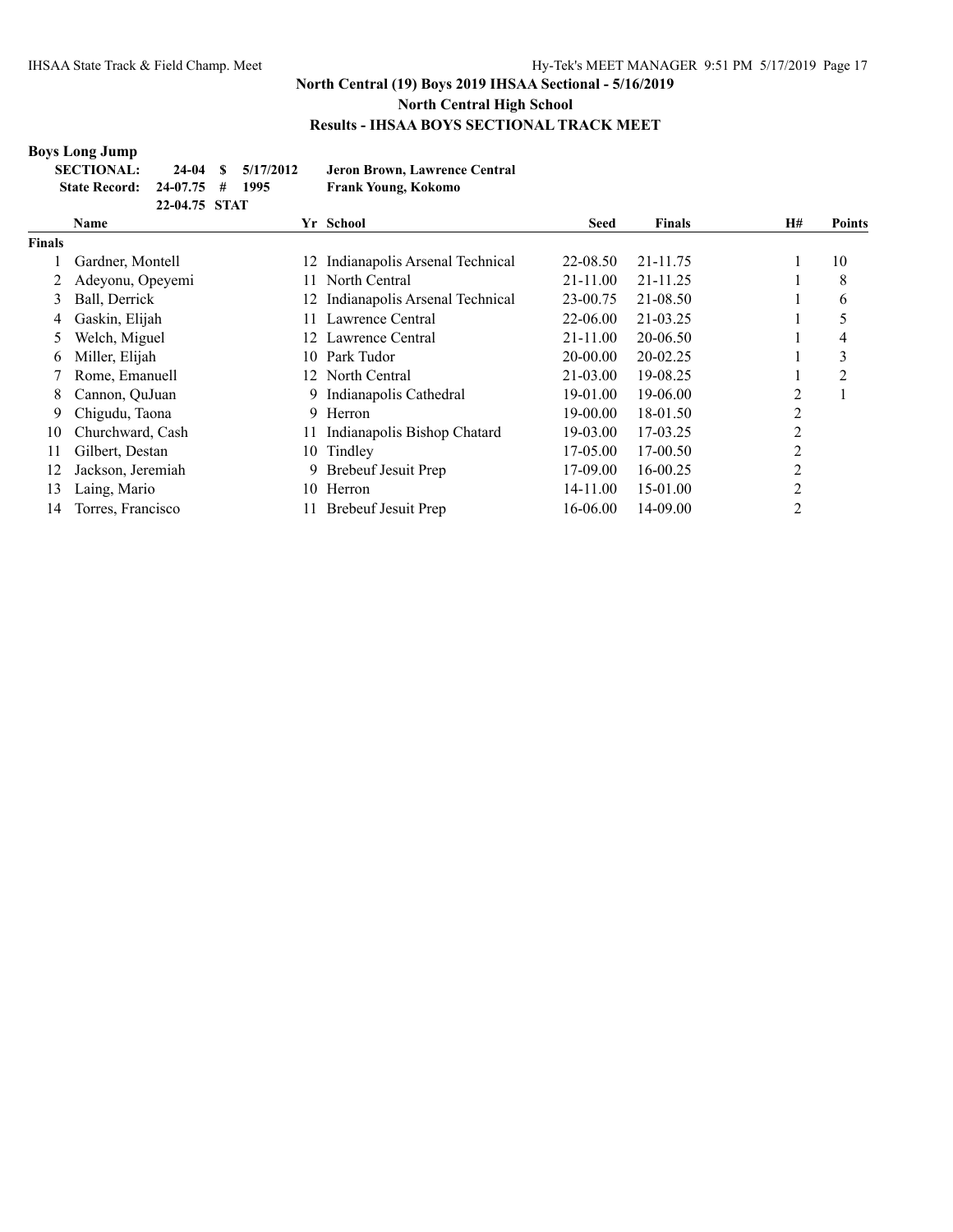## North Central (19) Boys 2019 IHSAA Sectional - 5/16/2019

### North Central High School

### Results - IHSAA BOYS SECTIONAL TRACK MEET

**Boys Long Jump**

| | | | | |
|---|---|---|---|---|
| **SECTIONAL:** | **24-04** | **$** | **5/17/2012** | **Jeron Brown, Lawrence Central** |
| **State Record:** | **24-07.75** | **#** | **1995** | **Frank Young, Kokomo** |
| | **22-04.75** | **STAT** | | |

| | Name | Yr | School | Seed | Finals | H# | Points |
|---|---|---|---|---|---|---|---|
| **Finals** | | | | | | | |
| 1 | Gardner, Montell | 12 | Indianapolis Arsenal Technical | 22-08.50 | 21-11.75 | 1 | 10 |
| 2 | Adeyonu, Opeyemi | 11 | North Central | 21-11.00 | 21-11.25 | 1 | 8 |
| 3 | Ball, Derrick | 12 | Indianapolis Arsenal Technical | 23-00.75 | 21-08.50 | 1 | 6 |
| 4 | Gaskin, Elijah | 11 | Lawrence Central | 22-06.00 | 21-03.25 | 1 | 5 |
| 5 | Welch, Miguel | 12 | Lawrence Central | 21-11.00 | 20-06.50 | 1 | 4 |
| 6 | Miller, Elijah | 10 | Park Tudor | 20-00.00 | 20-02.25 | 1 | 3 |
| 7 | Rome, Emanuell | 12 | North Central | 21-03.00 | 19-08.25 | 1 | 2 |
| 8 | Cannon, QuJuan | 9 | Indianapolis Cathedral | 19-01.00 | 19-06.00 | 2 | 1 |
| 9 | Chigudu, Taona | 9 | Herron | 19-00.00 | 18-01.50 | 2 | |
| 10 | Churchward, Cash | 11 | Indianapolis Bishop Chatard | 19-03.00 | 17-03.25 | 2 | |
| 11 | Gilbert, Destan | 10 | Tindley | 17-05.00 | 17-00.50 | 2 | |
| 12 | Jackson, Jeremiah | 9 | Brebeuf Jesuit Prep | 17-09.00 | 16-00.25 | 2 | |
| 13 | Laing, Mario | 10 | Herron | 14-11.00 | 15-01.00 | 2 | |
| 14 | Torres, Francisco | 11 | Brebeuf Jesuit Prep | 16-06.00 | 14-09.00 | 2 | |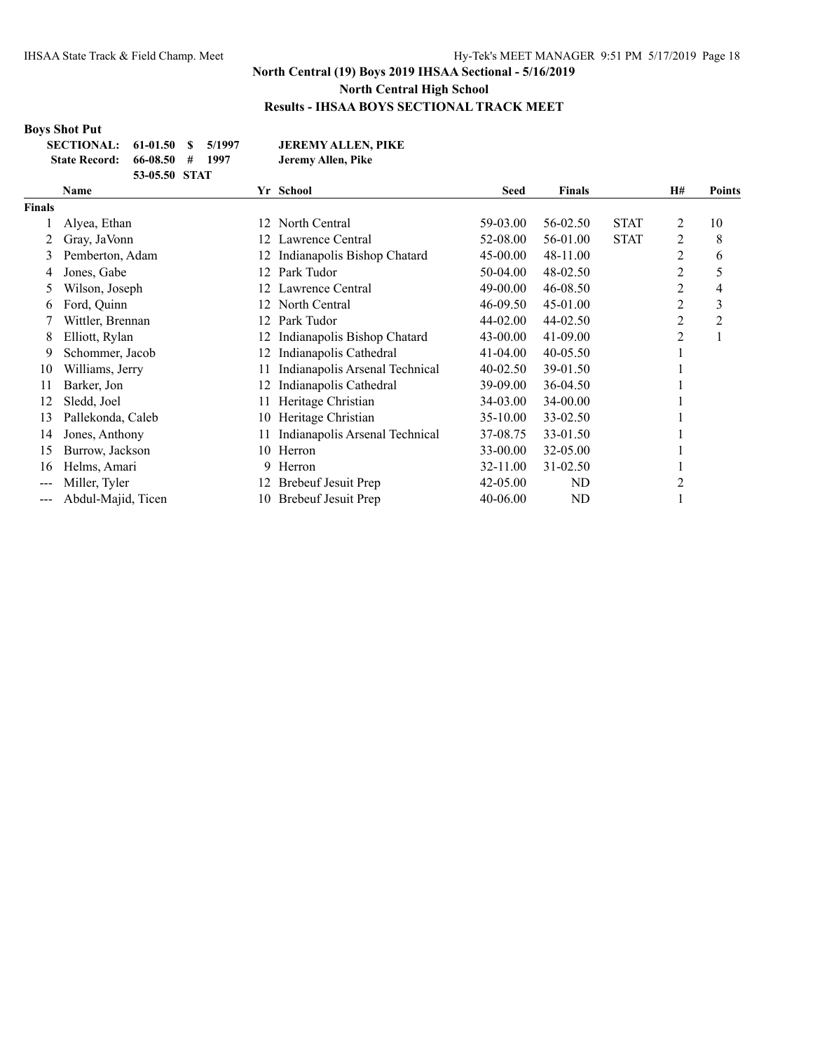## North Central (19) Boys 2019 IHSAA Sectional - 5/16/2019

### North Central High School

### Results - IHSAA BOYS SECTIONAL TRACK MEET

**Boys Shot Put**

| | | | | |
|---|---|---|---|---|
| **SECTIONAL:** | **61-01.50** | **$** | **5/1997** | **JEREMY ALLEN, PIKE** |
| **State Record:** | **66-08.50** | **#** | **1997** | **Jeremy Allen, Pike** |
| | **53-05.50** | **STAT** | | |

| | Name | Yr | School | Seed | Finals | | H# | Points |
|---|---|---|---|---|---|---|---|---|
| **Finals** | | | | | | | | |
| 1 | Alyea, Ethan | 12 | North Central | 59-03.00 | 56-02.50 | STAT | 2 | 10 |
| 2 | Gray, JaVonn | 12 | Lawrence Central | 52-08.00 | 56-01.00 | STAT | 2 | 8 |
| 3 | Pemberton, Adam | 12 | Indianapolis Bishop Chatard | 45-00.00 | 48-11.00 | | 2 | 6 |
| 4 | Jones, Gabe | 12 | Park Tudor | 50-04.00 | 48-02.50 | | 2 | 5 |
| 5 | Wilson, Joseph | 12 | Lawrence Central | 49-00.00 | 46-08.50 | | 2 | 4 |
| 6 | Ford, Quinn | 12 | North Central | 46-09.50 | 45-01.00 | | 2 | 3 |
| 7 | Wittler, Brennan | 12 | Park Tudor | 44-02.00 | 44-02.50 | | 2 | 2 |
| 8 | Elliott, Rylan | 12 | Indianapolis Bishop Chatard | 43-00.00 | 41-09.00 | | 2 | 1 |
| 9 | Schommer, Jacob | 12 | Indianapolis Cathedral | 41-04.00 | 40-05.50 | | 1 | |
| 10 | Williams, Jerry | 11 | Indianapolis Arsenal Technical | 40-02.50 | 39-01.50 | | 1 | |
| 11 | Barker, Jon | 12 | Indianapolis Cathedral | 39-09.00 | 36-04.50 | | 1 | |
| 12 | Sledd, Joel | 11 | Heritage Christian | 34-03.00 | 34-00.00 | | 1 | |
| 13 | Pallekonda, Caleb | 10 | Heritage Christian | 35-10.00 | 33-02.50 | | 1 | |
| 14 | Jones, Anthony | 11 | Indianapolis Arsenal Technical | 37-08.75 | 33-01.50 | | 1 | |
| 15 | Burrow, Jackson | 10 | Herron | 33-00.00 | 32-05.00 | | 1 | |
| 16 | Helms, Amari | 9 | Herron | 32-11.00 | 31-02.50 | | 1 | |
| --- | Miller, Tyler | 12 | Brebeuf Jesuit Prep | 42-05.00 | ND | | 2 | |
| --- | Abdul-Majid, Ticen | 10 | Brebeuf Jesuit Prep | 40-06.00 | ND | | 1 | |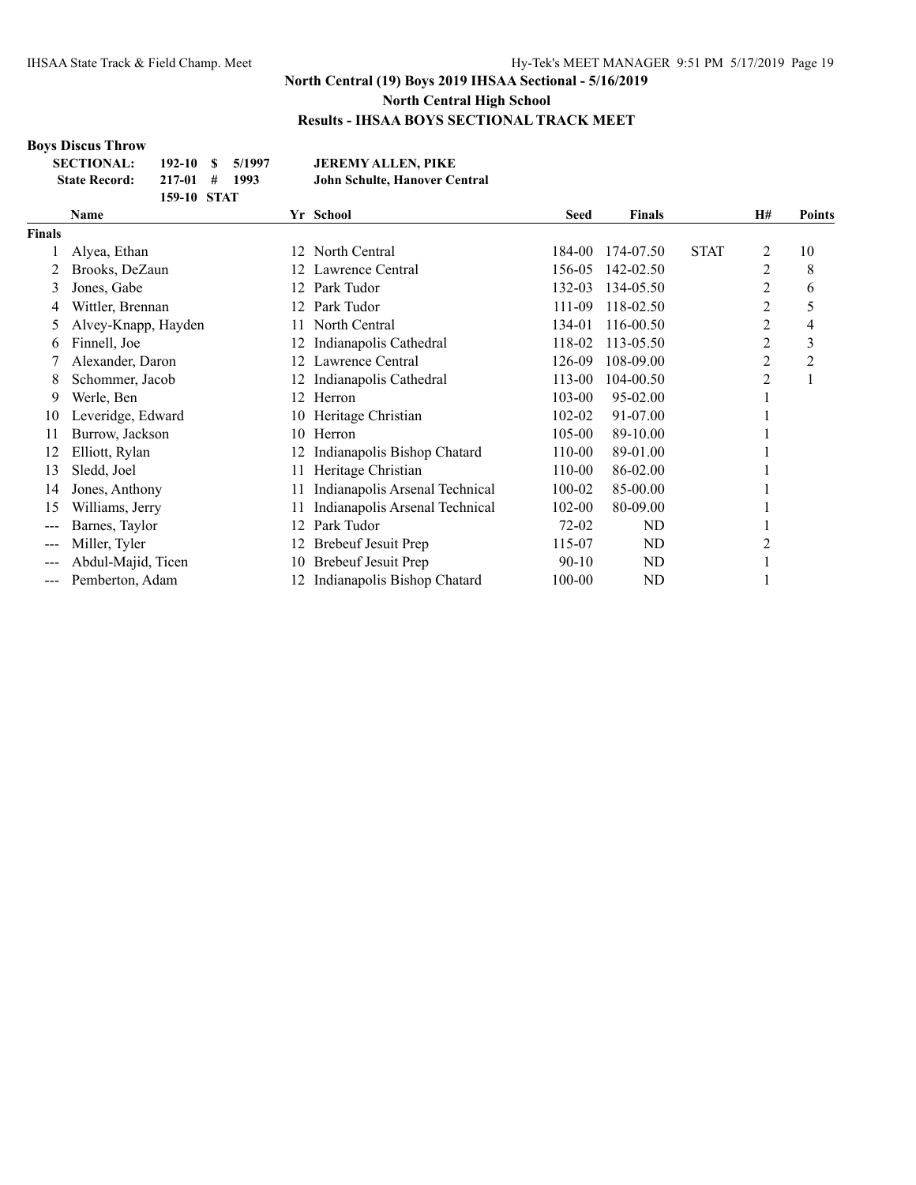## North Central (19) Boys 2019 IHSAA Sectional - 5/16/2019

### North Central High School

### Results - IHSAA BOYS SECTIONAL TRACK MEET

**Boys Discus Throw**

| | | | | |
|---|---|---|---|---|
| **SECTIONAL:** | **192-10** | **$** | **5/1997** | **JEREMY ALLEN, PIKE** |
| **State Record:** | **217-01** | **#** | **1993** | **John Schulte, Hanover Central** |
| | **159-10** | **STAT** | | |

| | Name | Yr | School | Seed | Finals | | H# | Points |
|---|---|---|---|---|---|---|---|---|
| **Finals** | | | | | | | | |
| 1 | Alyea, Ethan | 12 | North Central | 184-00 | 174-07.50 | STAT | 2 | 10 |
| 2 | Brooks, DeZaun | 12 | Lawrence Central | 156-05 | 142-02.50 | | 2 | 8 |
| 3 | Jones, Gabe | 12 | Park Tudor | 132-03 | 134-05.50 | | 2 | 6 |
| 4 | Wittler, Brennan | 12 | Park Tudor | 111-09 | 118-02.50 | | 2 | 5 |
| 5 | Alvey-Knapp, Hayden | 11 | North Central | 134-01 | 116-00.50 | | 2 | 4 |
| 6 | Finnell, Joe | 12 | Indianapolis Cathedral | 118-02 | 113-05.50 | | 2 | 3 |
| 7 | Alexander, Daron | 12 | Lawrence Central | 126-09 | 108-09.00 | | 2 | 2 |
| 8 | Schommer, Jacob | 12 | Indianapolis Cathedral | 113-00 | 104-00.50 | | 2 | 1 |
| 9 | Werle, Ben | 12 | Herron | 103-00 | 95-02.00 | | 1 | |
| 10 | Leveridge, Edward | 10 | Heritage Christian | 102-02 | 91-07.00 | | 1 | |
| 11 | Burrow, Jackson | 10 | Herron | 105-00 | 89-10.00 | | 1 | |
| 12 | Elliott, Rylan | 12 | Indianapolis Bishop Chatard | 110-00 | 89-01.00 | | 1 | |
| 13 | Sledd, Joel | 11 | Heritage Christian | 110-00 | 86-02.00 | | 1 | |
| 14 | Jones, Anthony | 11 | Indianapolis Arsenal Technical | 100-02 | 85-00.00 | | 1 | |
| 15 | Williams, Jerry | 11 | Indianapolis Arsenal Technical | 102-00 | 80-09.00 | | 1 | |
| --- | Barnes, Taylor | 12 | Park Tudor | 72-02 | ND | | 1 | |
| --- | Miller, Tyler | 12 | Brebeuf Jesuit Prep | 115-07 | ND | | 2 | |
| --- | Abdul-Majid, Ticen | 10 | Brebeuf Jesuit Prep | 90-10 | ND | | 1 | |
| --- | Pemberton, Adam | 12 | Indianapolis Bishop Chatard | 100-00 | ND | | 1 | |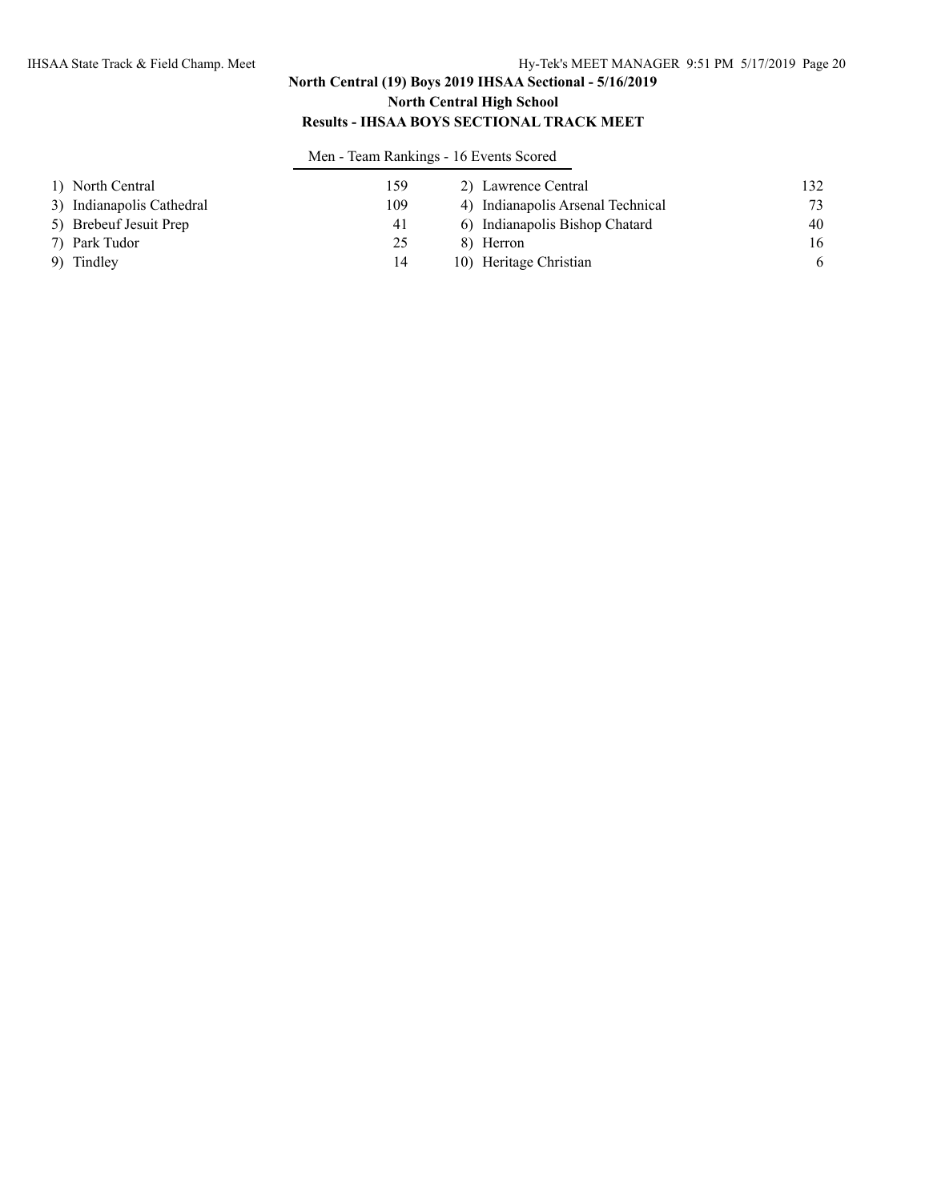**North Central (19) Boys 2019 IHSAA Sectional - 5/16/2019**

**North Central High School**

**Results - IHSAA BOYS SECTIONAL TRACK MEET**

Men - Team Rankings - 16 Events Scored

| | | | |
|---|---|---|---|
| 1) North Central | 159 | 2) Lawrence Central | 132 |
| 3) Indianapolis Cathedral | 109 | 4) Indianapolis Arsenal Technical | 73 |
| 5) Brebeuf Jesuit Prep | 41 | 6) Indianapolis Bishop Chatard | 40 |
| 7) Park Tudor | 25 | 8) Herron | 16 |
| 9) Tindley | 14 | 10) Heritage Christian | 6 |